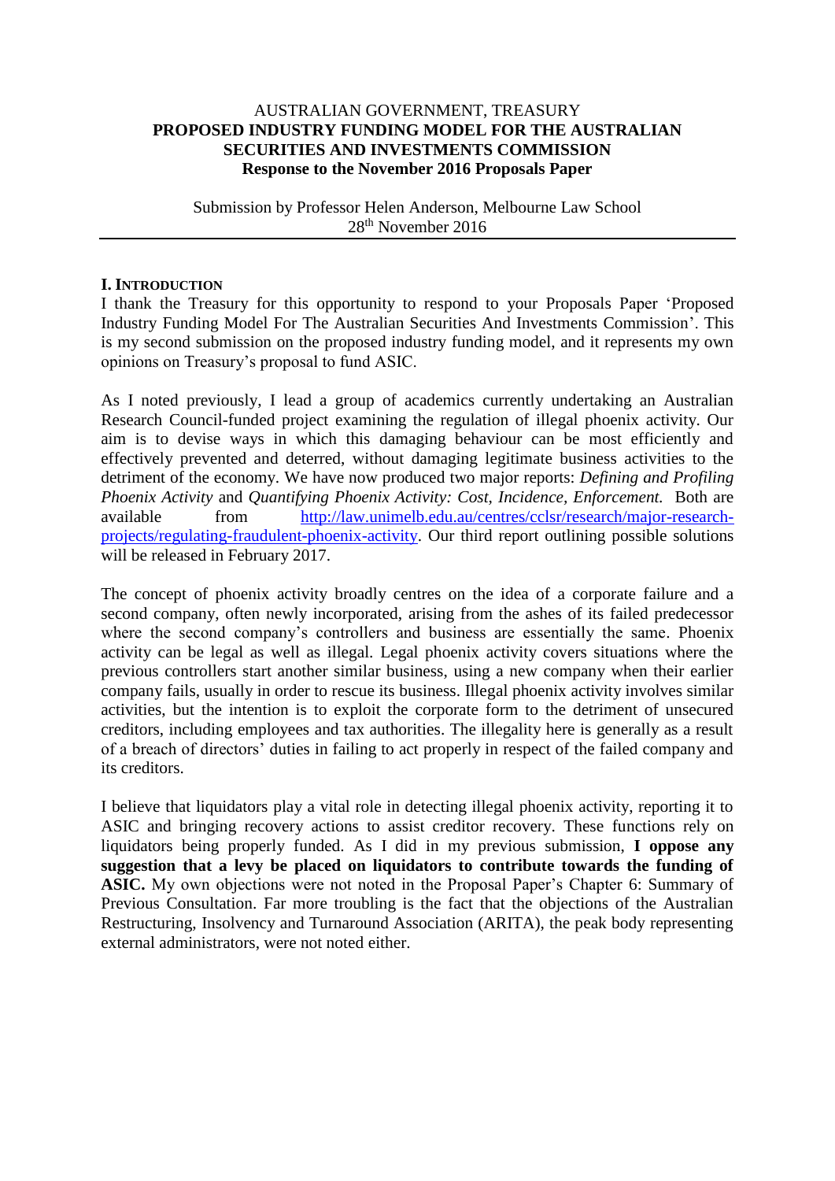AUSTRALIAN GOVERNMENT, TREASURY

**PROPOSED INDUSTRY FUNDING MODEL FOR THE AUSTRALIAN SECURITIES AND INVESTMENTS COMMISSION**

**Response to the November 2016 Proposals Paper**

Submission by Professor Helen Anderson, Melbourne Law School
28th November 2016

---

## I. INTRODUCTION

I thank the Treasury for this opportunity to respond to your Proposals Paper 'Proposed Industry Funding Model For The Australian Securities And Investments Commission'. This is my second submission on the proposed industry funding model, and it represents my own opinions on Treasury's proposal to fund ASIC.

As I noted previously, I lead a group of academics currently undertaking an Australian Research Council-funded project examining the regulation of illegal phoenix activity. Our aim is to devise ways in which this damaging behaviour can be most efficiently and effectively prevented and deterred, without damaging legitimate business activities to the detriment of the economy. We have now produced two major reports: *Defining and Profiling Phoenix Activity* and *Quantifying Phoenix Activity: Cost, Incidence, Enforcement.* Both are available from http://law.unimelb.edu.au/centres/cclsr/research/major-research-projects/regulating-fraudulent-phoenix-activity. Our third report outlining possible solutions will be released in February 2017.

The concept of phoenix activity broadly centres on the idea of a corporate failure and a second company, often newly incorporated, arising from the ashes of its failed predecessor where the second company's controllers and business are essentially the same. Phoenix activity can be legal as well as illegal. Legal phoenix activity covers situations where the previous controllers start another similar business, using a new company when their earlier company fails, usually in order to rescue its business. Illegal phoenix activity involves similar activities, but the intention is to exploit the corporate form to the detriment of unsecured creditors, including employees and tax authorities. The illegality here is generally as a result of a breach of directors' duties in failing to act properly in respect of the failed company and its creditors.

I believe that liquidators play a vital role in detecting illegal phoenix activity, reporting it to ASIC and bringing recovery actions to assist creditor recovery. These functions rely on liquidators being properly funded. As I did in my previous submission, **I oppose any suggestion that a levy be placed on liquidators to contribute towards the funding of ASIC.** My own objections were not noted in the Proposal Paper's Chapter 6: Summary of Previous Consultation. Far more troubling is the fact that the objections of the Australian Restructuring, Insolvency and Turnaround Association (ARITA), the peak body representing external administrators, were not noted either.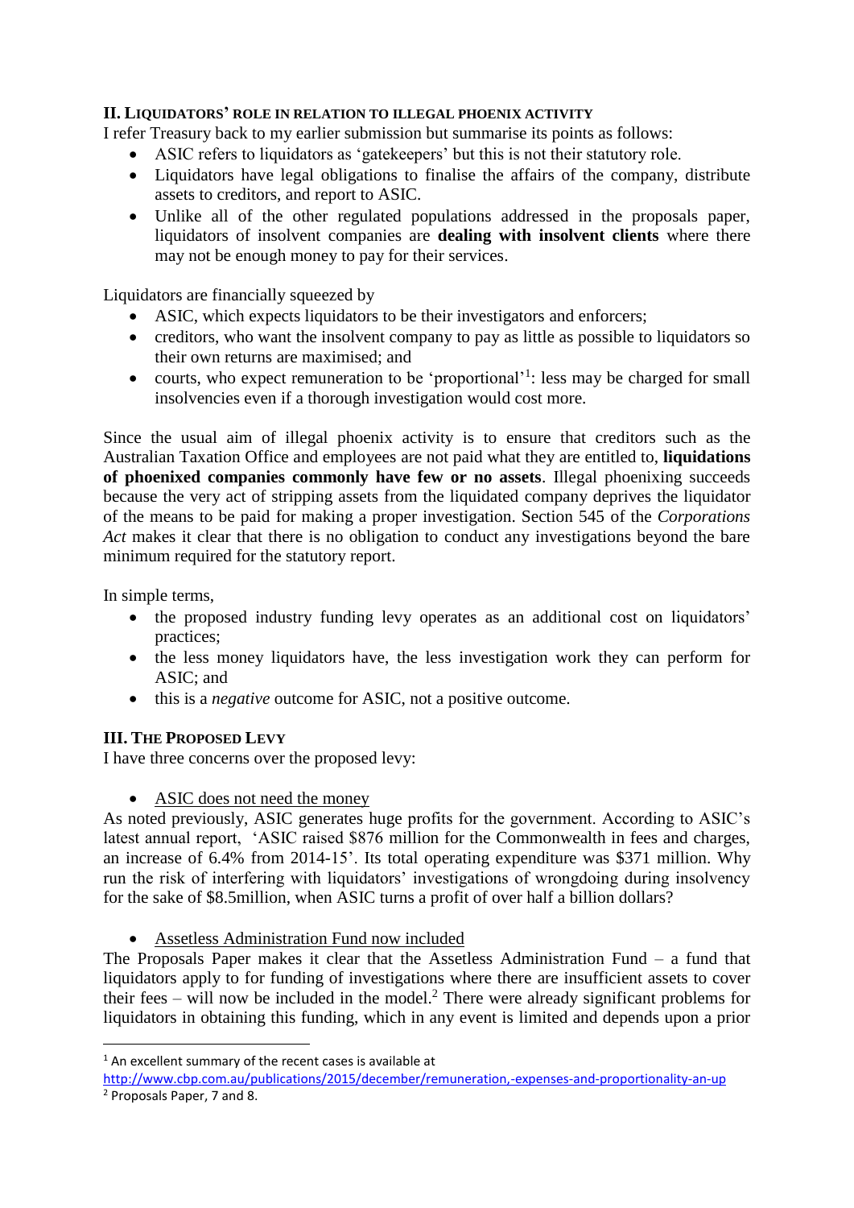## II. Liquidators' role in relation to illegal phoenix activity

I refer Treasury back to my earlier submission but summarise its points as follows:

- ASIC refers to liquidators as 'gatekeepers' but this is not their statutory role.
- Liquidators have legal obligations to finalise the affairs of the company, distribute assets to creditors, and report to ASIC.
- Unlike all of the other regulated populations addressed in the proposals paper, liquidators of insolvent companies are **dealing with insolvent clients** where there may not be enough money to pay for their services.

Liquidators are financially squeezed by

- ASIC, which expects liquidators to be their investigators and enforcers;
- creditors, who want the insolvent company to pay as little as possible to liquidators so their own returns are maximised; and
- courts, who expect remuneration to be 'proportional'[1]: less may be charged for small insolvencies even if a thorough investigation would cost more.

Since the usual aim of illegal phoenix activity is to ensure that creditors such as the Australian Taxation Office and employees are not paid what they are entitled to, **liquidations of phoenixed companies commonly have few or no assets**. Illegal phoenixing succeeds because the very act of stripping assets from the liquidated company deprives the liquidator of the means to be paid for making a proper investigation. Section 545 of the *Corporations Act* makes it clear that there is no obligation to conduct any investigations beyond the bare minimum required for the statutory report.

In simple terms,

- the proposed industry funding levy operates as an additional cost on liquidators' practices;
- the less money liquidators have, the less investigation work they can perform for ASIC; and
- this is a *negative* outcome for ASIC, not a positive outcome.

## III. The Proposed Levy

I have three concerns over the proposed levy:

- ASIC does not need the money

As noted previously, ASIC generates huge profits for the government. According to ASIC's latest annual report, 'ASIC raised $876 million for the Commonwealth in fees and charges, an increase of 6.4% from 2014-15'. Its total operating expenditure was $371 million. Why run the risk of interfering with liquidators' investigations of wrongdoing during insolvency for the sake of $8.5million, when ASIC turns a profit of over half a billion dollars?

- Assetless Administration Fund now included

The Proposals Paper makes it clear that the Assetless Administration Fund – a fund that liquidators apply to for funding of investigations where there are insufficient assets to cover their fees – will now be included in the model.[2] There were already significant problems for liquidators in obtaining this funding, which in any event is limited and depends upon a prior

---

[1] An excellent summary of the recent cases is available at http://www.cbp.com.au/publications/2015/december/remuneration,-expenses-and-proportionality-an-up

[2] Proposals Paper, 7 and 8.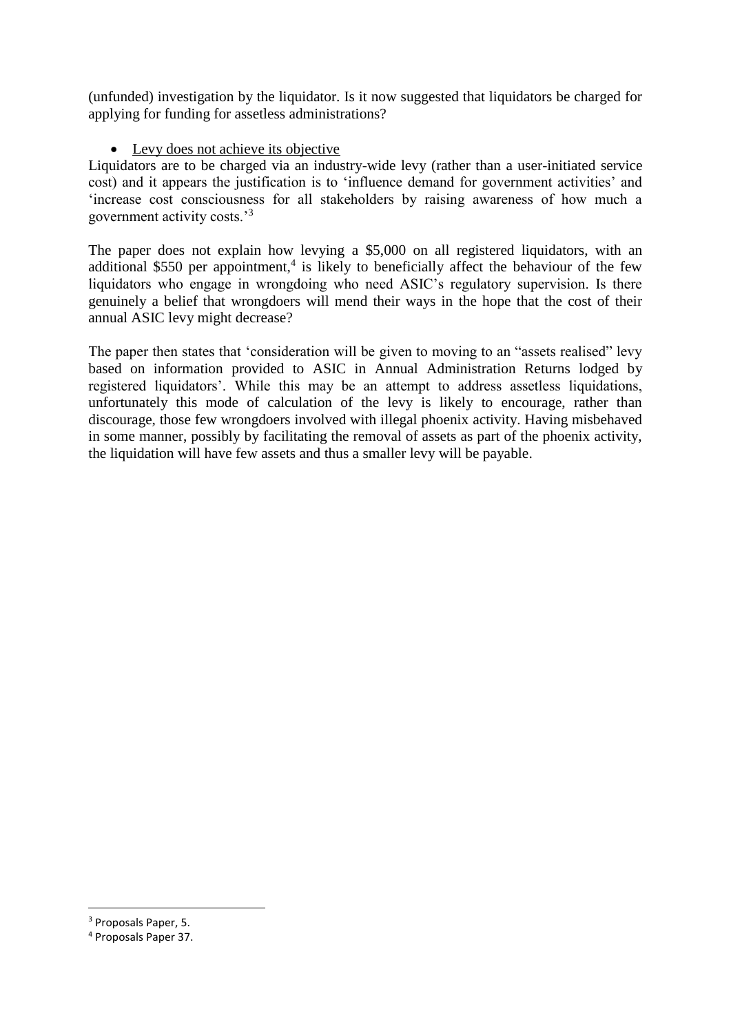(unfunded) investigation by the liquidator. Is it now suggested that liquidators be charged for applying for funding for assetless administrations?

- Levy does not achieve its objective

Liquidators are to be charged via an industry-wide levy (rather than a user-initiated service cost) and it appears the justification is to 'influence demand for government activities' and 'increase cost consciousness for all stakeholders by raising awareness of how much a government activity costs.'[3]

The paper does not explain how levying a $5,000 on all registered liquidators, with an additional $550 per appointment,[4] is likely to beneficially affect the behaviour of the few liquidators who engage in wrongdoing who need ASIC's regulatory supervision. Is there genuinely a belief that wrongdoers will mend their ways in the hope that the cost of their annual ASIC levy might decrease?

The paper then states that 'consideration will be given to moving to an "assets realised" levy based on information provided to ASIC in Annual Administration Returns lodged by registered liquidators'. While this may be an attempt to address assetless liquidations, unfortunately this mode of calculation of the levy is likely to encourage, rather than discourage, those few wrongdoers involved with illegal phoenix activity. Having misbehaved in some manner, possibly by facilitating the removal of assets as part of the phoenix activity, the liquidation will have few assets and thus a smaller levy will be payable.

---

[3] Proposals Paper, 5.

[4] Proposals Paper 37.